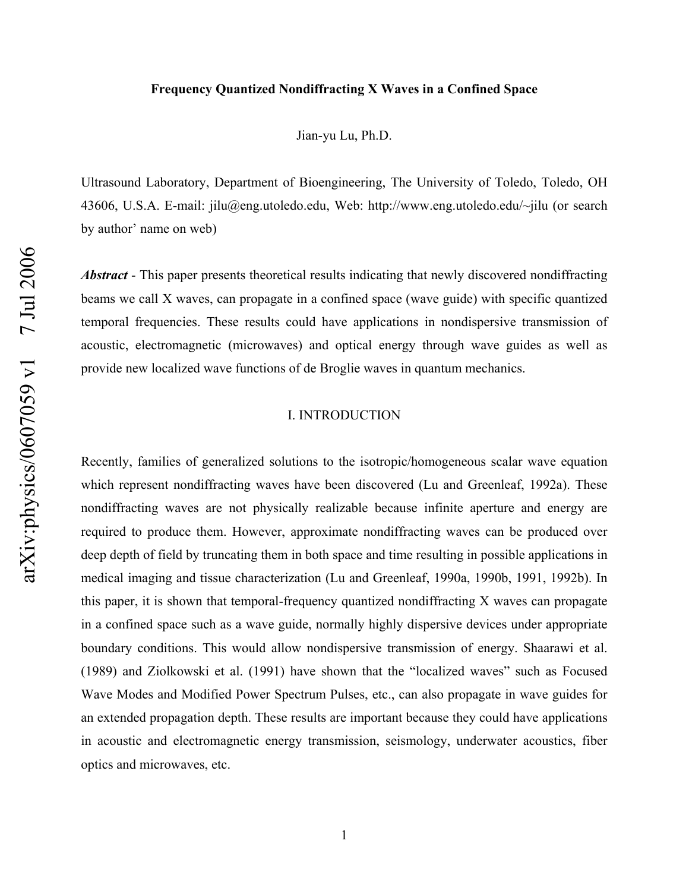# Frequency Quantized Nondiffracting X Waves in a Confined Space

Jian-yu Lu, Ph.D.

Ultrasound Laboratory, Department of Bioengineering, The University of Toledo, Toledo, OH 43606, U.S.A. E-mail: jilu@eng.utoledo.edu, Web: http://www.eng.utoledo.edu/~jilu (or search by author' name on web)

***Abstract*** - This paper presents theoretical results indicating that newly discovered nondiffracting beams we call X waves, can propagate in a confined space (wave guide) with specific quantized temporal frequencies. These results could have applications in nondispersive transmission of acoustic, electromagnetic (microwaves) and optical energy through wave guides as well as provide new localized wave functions of de Broglie waves in quantum mechanics.

## I. INTRODUCTION

Recently, families of generalized solutions to the isotropic/homogeneous scalar wave equation which represent nondiffracting waves have been discovered (Lu and Greenleaf, 1992a). These nondiffracting waves are not physically realizable because infinite aperture and energy are required to produce them. However, approximate nondiffracting waves can be produced over deep depth of field by truncating them in both space and time resulting in possible applications in medical imaging and tissue characterization (Lu and Greenleaf, 1990a, 1990b, 1991, 1992b). In this paper, it is shown that temporal-frequency quantized nondiffracting X waves can propagate in a confined space such as a wave guide, normally highly dispersive devices under appropriate boundary conditions. This would allow nondispersive transmission of energy. Shaarawi et al. (1989) and Ziolkowski et al. (1991) have shown that the "localized waves" such as Focused Wave Modes and Modified Power Spectrum Pulses, etc., can also propagate in wave guides for an extended propagation depth. These results are important because they could have applications in acoustic and electromagnetic energy transmission, seismology, underwater acoustics, fiber optics and microwaves, etc.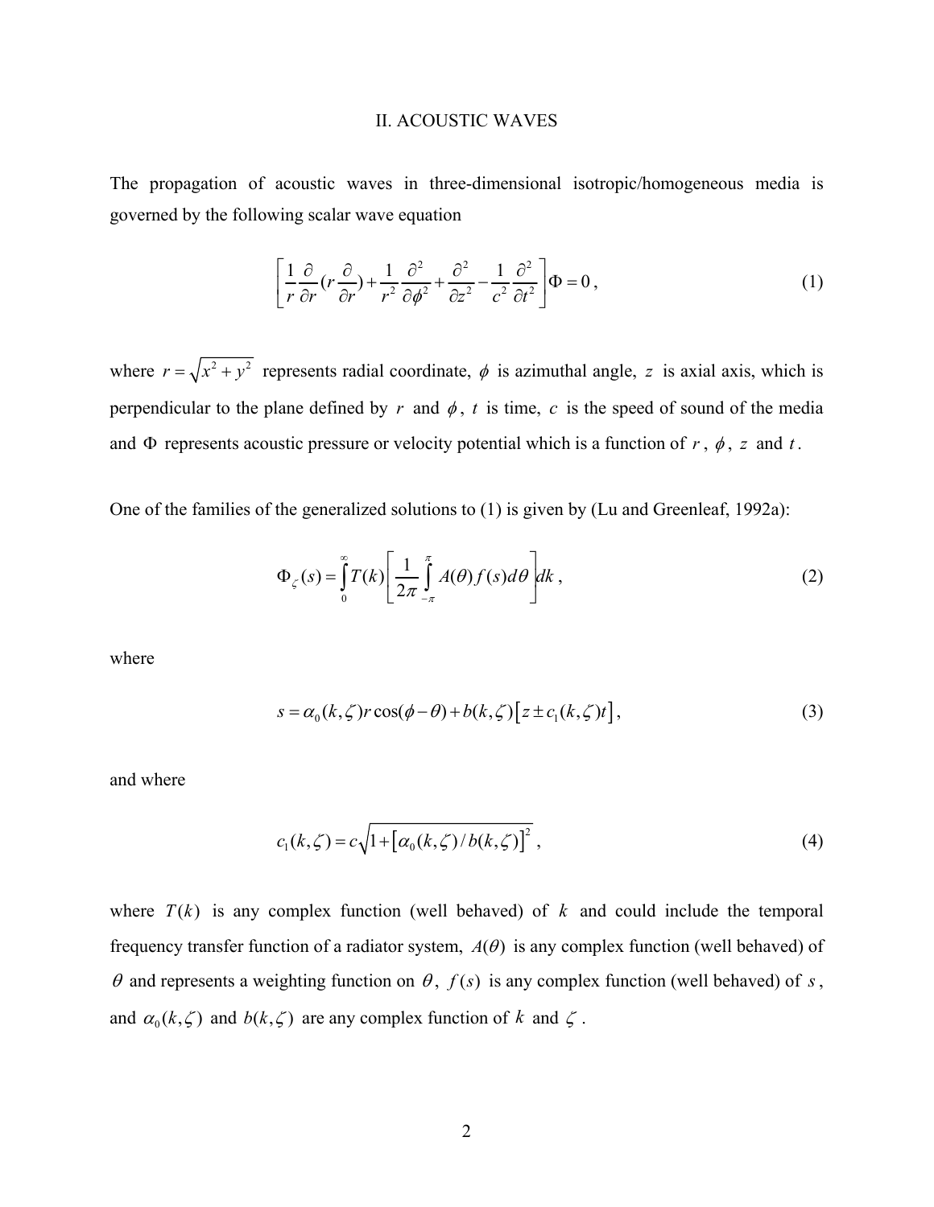## II. ACOUSTIC WAVES

The propagation of acoustic waves in three-dimensional isotropic/homogeneous media is governed by the following scalar wave equation

$$\left[\frac{1}{r}\frac{\partial}{\partial r}(r\frac{\partial}{\partial r})+\frac{1}{r^2}\frac{\partial^2}{\partial \phi^2}+\frac{\partial^2}{\partial z^2}-\frac{1}{c^2}\frac{\partial^2}{\partial t^2}\right]\Phi=0\,, \tag{1}$$

where $r=\sqrt{x^2+y^2}$ represents radial coordinate, $\phi$ is azimuthal angle, $z$ is axial axis, which is perpendicular to the plane defined by $r$ and $\phi$, $t$ is time, $c$ is the speed of sound of the media and $\Phi$ represents acoustic pressure or velocity potential which is a function of $r$, $\phi$, $z$ and $t$.

One of the families of the generalized solutions to (1) is given by (Lu and Greenleaf, 1992a):

$$\Phi_{\zeta}(s)=\int_{0}^{\infty}T(k)\left[\frac{1}{2\pi}\int_{-\pi}^{\pi}A(\theta)f(s)d\theta\right]dk\,, \tag{2}$$

where

$$s=\alpha_0(k,\zeta)r\cos(\phi-\theta)+b(k,\zeta)\left[z\pm c_1(k,\zeta)t\right], \tag{3}$$

and where

$$c_1(k,\zeta)=c\sqrt{1+\left[\alpha_0(k,\zeta)/b(k,\zeta)\right]^2}\,, \tag{4}$$

where $T(k)$ is any complex function (well behaved) of $k$ and could include the temporal frequency transfer function of a radiator system, $A(\theta)$ is any complex function (well behaved) of $\theta$ and represents a weighting function on $\theta$, $f(s)$ is any complex function (well behaved) of $s$, and $\alpha_0(k,\zeta)$ and $b(k,\zeta)$ are any complex function of $k$ and $\zeta$.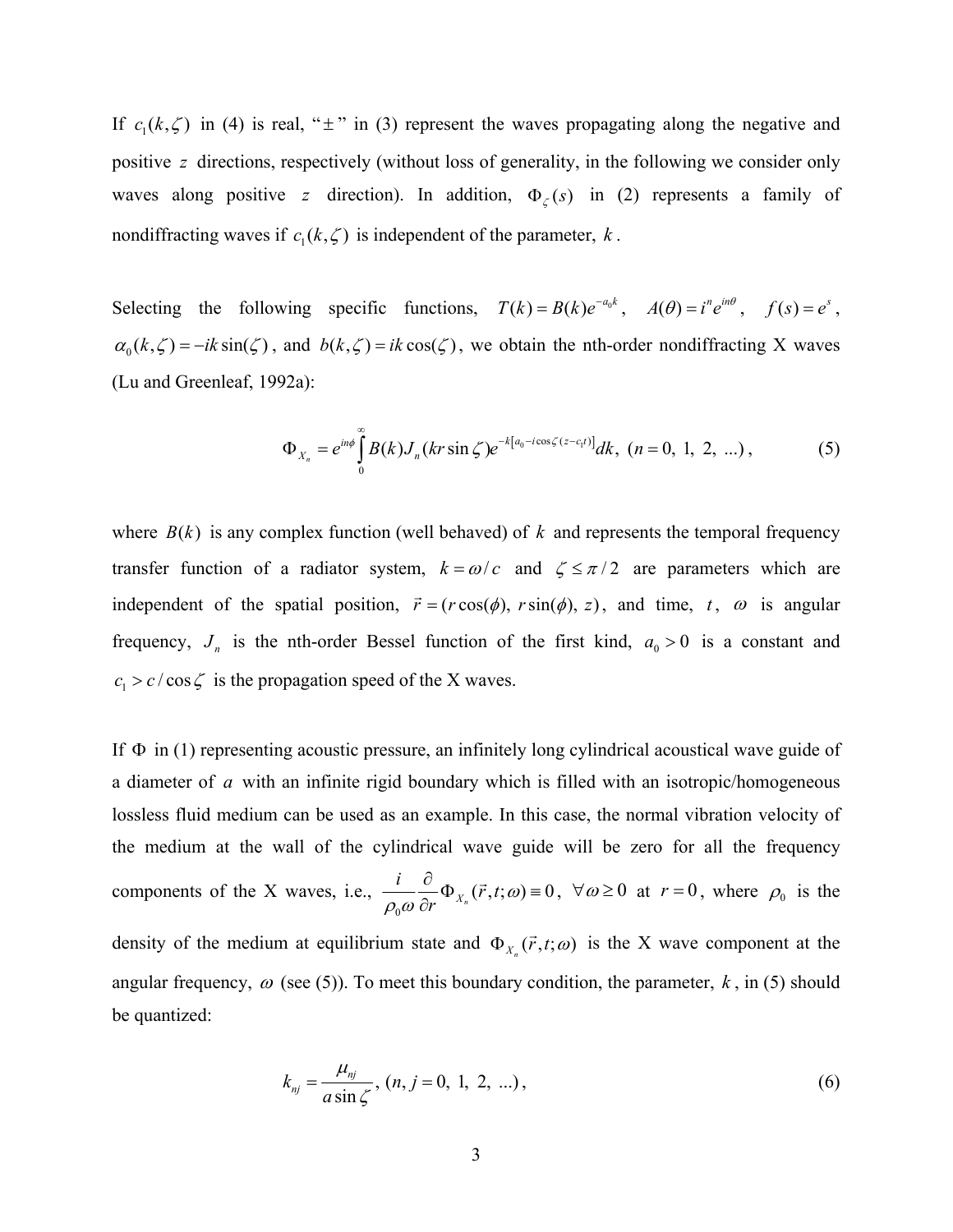If $c_1(k,\zeta)$ in (4) is real, "$\pm$" in (3) represent the waves propagating along the negative and positive $z$ directions, respectively (without loss of generality, in the following we consider only waves along positive $z$ direction). In addition, $\Phi_\zeta(s)$ in (2) represents a family of nondiffracting waves if $c_1(k,\zeta)$ is independent of the parameter, $k$.

Selecting the following specific functions, $T(k) = B(k)e^{-a_0 k}$, $A(\theta) = i^n e^{in\theta}$, $f(s) = e^s$, $\alpha_0(k,\zeta) = -ik\sin(\zeta)$, and $b(k,\zeta) = ik\cos(\zeta)$, we obtain the nth-order nondiffracting X waves (Lu and Greenleaf, 1992a):

$$
\Phi_{X_n} = e^{in\phi}\int_0^\infty B(k) J_n(kr\sin\zeta) e^{-k\left[a_0 - i\cos\zeta(z - c_1 t)\right]} dk, \ (n = 0,\ 1,\ 2,\ ...), \tag{5}
$$

where $B(k)$ is any complex function (well behaved) of $k$ and represents the temporal frequency transfer function of a radiator system, $k = \omega / c$ and $\zeta \le \pi / 2$ are parameters which are independent of the spatial position, $\vec{r} = (r\cos(\phi),\ r\sin(\phi),\ z)$, and time, $t$, $\omega$ is angular frequency, $J_n$ is the nth-order Bessel function of the first kind, $a_0 > 0$ is a constant and $c_1 > c / \cos\zeta$ is the propagation speed of the X waves.

If $\Phi$ in (1) representing acoustic pressure, an infinitely long cylindrical acoustical wave guide of a diameter of $a$ with an infinite rigid boundary which is filled with an isotropic/homogeneous lossless fluid medium can be used as an example. In this case, the normal vibration velocity of the medium at the wall of the cylindrical wave guide will be zero for all the frequency components of the X waves, i.e., $\frac{i}{\rho_0 \omega}\frac{\partial}{\partial r}\Phi_{X_n}(\vec{r},t;\omega) \equiv 0$, $\forall \omega \ge 0$ at $r = 0$, where $\rho_0$ is the density of the medium at equilibrium state and $\Phi_{X_n}(\vec{r},t;\omega)$ is the X wave component at the angular frequency, $\omega$ (see (5)). To meet this boundary condition, the parameter, $k$, in (5) should be quantized:

$$
k_{nj} = \frac{\mu_{nj}}{a\sin\zeta},\ (n, j = 0,\ 1,\ 2,\ ...), \tag{6}
$$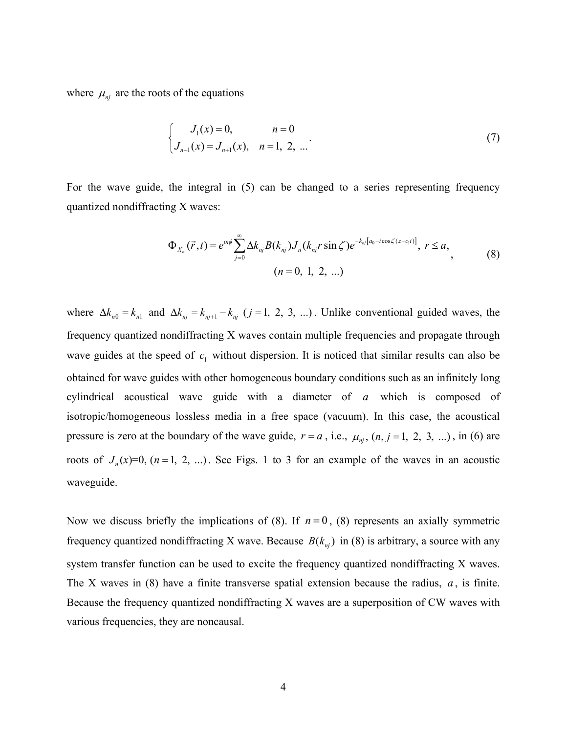where $\mu_{nj}$ are the roots of the equations

$$
\begin{cases} J_1(x) = 0, & n = 0 \\ J_{n-1}(x) = J_{n+1}(x), & n = 1,\ 2,\ \ldots \end{cases} . \tag{7}
$$

For the wave guide, the integral in (5) can be changed to a series representing frequency quantized nondiffracting X waves:

$$
\Phi_{X_n}(\vec{r},t) = e^{in\phi} \sum_{j=0}^{\infty} \Delta k_{nj} B(k_{nj}) J_n(k_{nj} r \sin\zeta) e^{-k_{nj}\left[a_0 - i\cos\zeta\,(z - c_1 t)\right]},\ r \leq a, \quad (n = 0,\ 1,\ 2,\ \ldots) \tag{8}
$$

where $\Delta k_{n0} = k_{n1}$ and $\Delta k_{nj} = k_{nj+1} - k_{nj}$ $(j = 1,\ 2,\ 3,\ \ldots)$. Unlike conventional guided waves, the frequency quantized nondiffracting X waves contain multiple frequencies and propagate through wave guides at the speed of $c_1$ without dispersion. It is noticed that similar results can also be obtained for wave guides with other homogeneous boundary conditions such as an infinitely long cylindrical acoustical wave guide with a diameter of $a$ which is composed of isotropic/homogeneous lossless media in a free space (vacuum). In this case, the acoustical pressure is zero at the boundary of the wave guide, $r = a$, i.e., $\mu_{nj}$, $(n, j = 1,\ 2,\ 3,\ \ldots)$, in (6) are roots of $J_n(x)$=0, $(n = 1,\ 2,\ \ldots)$. See Figs. 1 to 3 for an example of the waves in an acoustic waveguide.

Now we discuss briefly the implications of (8). If $n = 0$, (8) represents an axially symmetric frequency quantized nondiffracting X wave. Because $B(k_{nj})$ in (8) is arbitrary, a source with any system transfer function can be used to excite the frequency quantized nondiffracting X waves. The X waves in (8) have a finite transverse spatial extension because the radius, $a$, is finite. Because the frequency quantized nondiffracting X waves are a superposition of CW waves with various frequencies, they are noncausal.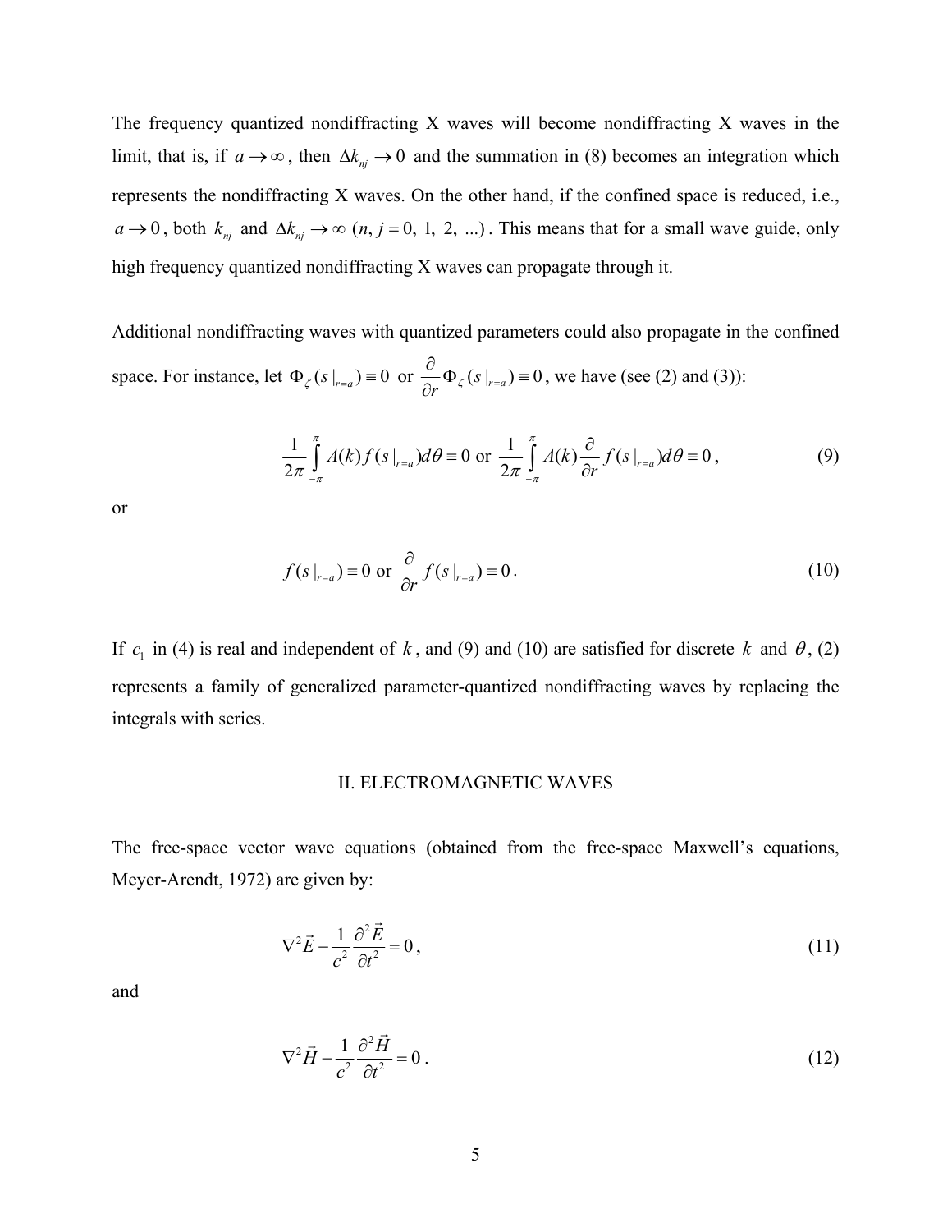The frequency quantized nondiffracting X waves will become nondiffracting X waves in the limit, that is, if $a \to \infty$, then $\Delta k_{nj} \to 0$ and the summation in (8) becomes an integration which represents the nondiffracting X waves. On the other hand, if the confined space is reduced, i.e., $a \to 0$, both $k_{nj}$ and $\Delta k_{nj} \to \infty$ $(n, j = 0,\ 1,\ 2,\ \ldots)$. This means that for a small wave guide, only high frequency quantized nondiffracting X waves can propagate through it.

Additional nondiffracting waves with quantized parameters could also propagate in the confined space. For instance, let $\Phi_{\zeta}(s|_{r=a}) \equiv 0$ or $\frac{\partial}{\partial r}\Phi_{\zeta}(s|_{r=a}) \equiv 0$, we have (see (2) and (3)):

$$\frac{1}{2\pi}\int_{-\pi}^{\pi} A(k) f(s|_{r=a}) d\theta \equiv 0 \text{ or } \frac{1}{2\pi}\int_{-\pi}^{\pi} A(k) \frac{\partial}{\partial r} f(s|_{r=a}) d\theta \equiv 0, \tag{9}$$

or

$$f(s|_{r=a}) \equiv 0 \text{ or } \frac{\partial}{\partial r} f(s|_{r=a}) \equiv 0. \tag{10}$$

If $c_1$ in (4) is real and independent of $k$, and (9) and (10) are satisfied for discrete $k$ and $\theta$, (2) represents a family of generalized parameter-quantized nondiffracting waves by replacing the integrals with series.

## II. ELECTROMAGNETIC WAVES

The free-space vector wave equations (obtained from the free-space Maxwell's equations, Meyer-Arendt, 1972) are given by:

$$\nabla^2 \vec{E} - \frac{1}{c^2}\frac{\partial^2 \vec{E}}{\partial t^2} = 0, \tag{11}$$

and

$$\nabla^2 \vec{H} - \frac{1}{c^2}\frac{\partial^2 \vec{H}}{\partial t^2} = 0. \tag{12}$$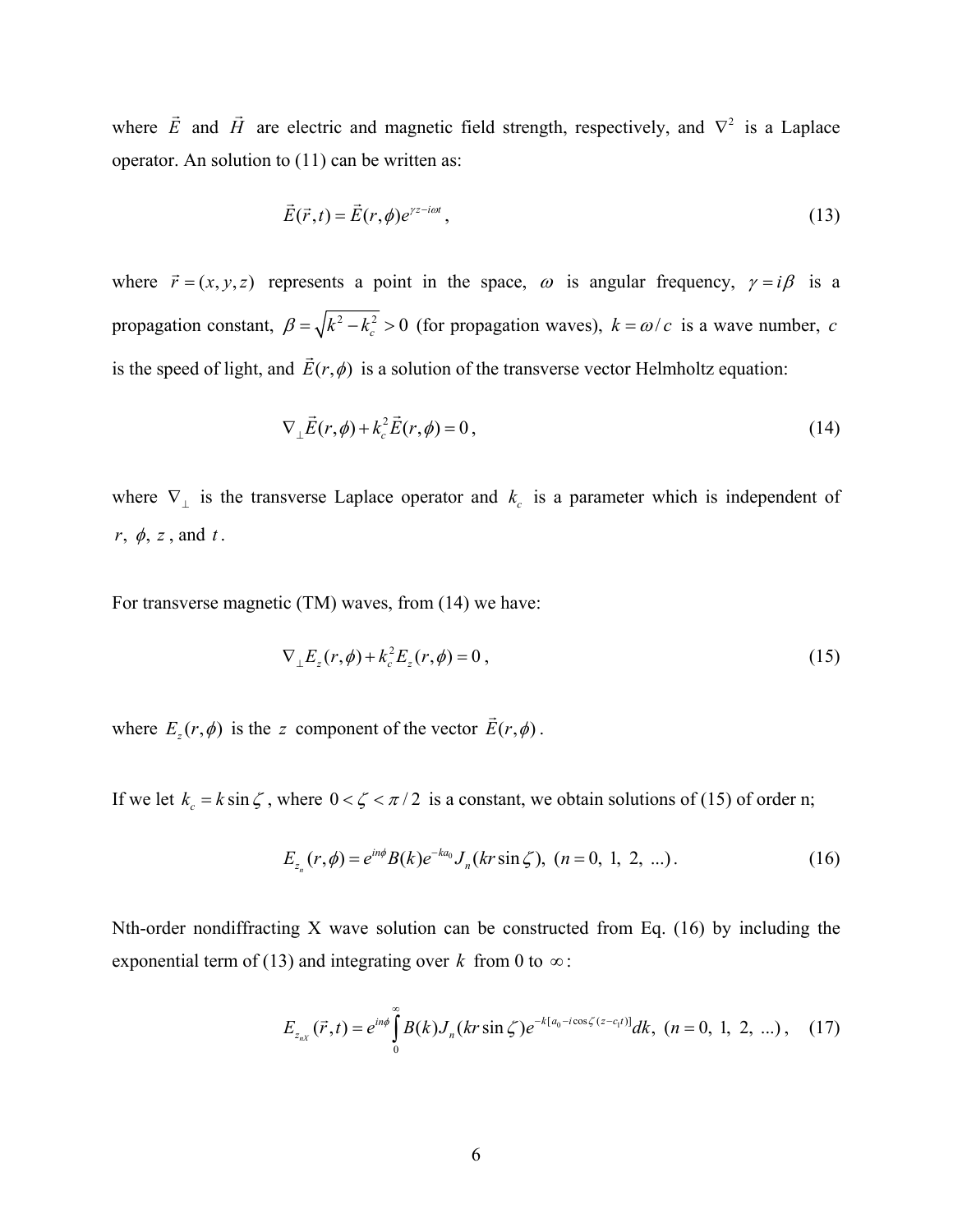where $\vec{E}$ and $\vec{H}$ are electric and magnetic field strength, respectively, and $\nabla^2$ is a Laplace operator. An solution to (11) can be written as:

$$\vec{E}(\vec{r},t) = \vec{E}(r,\phi)e^{\gamma z - i\omega t}, \tag{13}$$

where $\vec{r} = (x, y, z)$ represents a point in the space, $\omega$ is angular frequency, $\gamma = i\beta$ is a propagation constant, $\beta = \sqrt{k^2 - k_c^2} > 0$ (for propagation waves), $k = \omega / c$ is a wave number, $c$ is the speed of light, and $\vec{E}(r,\phi)$ is a solution of the transverse vector Helmholtz equation:

$$\nabla_{\perp}\vec{E}(r,\phi) + k_c^2\vec{E}(r,\phi) = 0, \tag{14}$$

where $\nabla_{\perp}$ is the transverse Laplace operator and $k_c$ is a parameter which is independent of $r$, $\phi$, $z$, and $t$.

For transverse magnetic (TM) waves, from (14) we have:

$$\nabla_{\perp}E_z(r,\phi) + k_c^2 E_z(r,\phi) = 0, \tag{15}$$

where $E_z(r,\phi)$ is the $z$ component of the vector $\vec{E}(r,\phi)$.

If we let $k_c = k\sin\zeta$, where $0 < \zeta < \pi/2$ is a constant, we obtain solutions of (15) of order n;

$$E_{z_n}(r,\phi) = e^{in\phi}B(k)e^{-ka_0}J_n(kr\sin\zeta), \ (n = 0,\ 1,\ 2,\ \ldots). \tag{16}$$

Nth-order nondiffracting X wave solution can be constructed from Eq. (16) by including the exponential term of (13) and integrating over $k$ from 0 to $\infty$:

$$E_{z_{nX}}(\vec{r},t) = e^{in\phi}\int_0^{\infty} B(k)J_n(kr\sin\zeta)e^{-k[a_0 - i\cos\zeta(z - c_1 t)]}dk, \ (n = 0,\ 1,\ 2,\ \ldots), \tag{17}$$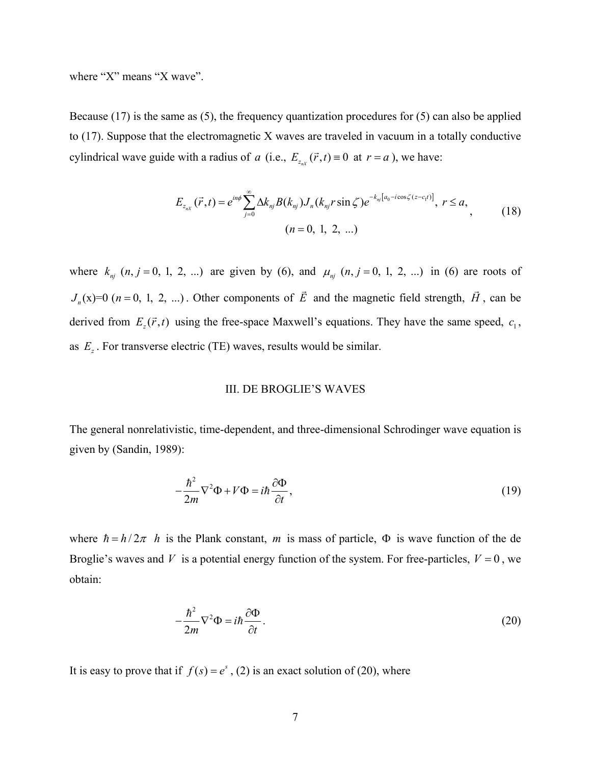where "X" means "X wave".

Because (17) is the same as (5), the frequency quantization procedures for (5) can also be applied to (17). Suppose that the electromagnetic X waves are traveled in vacuum in a totally conductive cylindrical wave guide with a radius of $a$ (i.e., $E_{z_{nX}}(\vec{r},t) \equiv 0$ at $r = a$), we have:

$$
E_{z_{nX}}(\vec{r},t) = e^{in\phi} \sum_{j=0}^{\infty} \Delta k_{nj} B(k_{nj}) J_n(k_{nj} r \sin\zeta) e^{-k_{nj}\left[a_0 - i\cos\zeta(z - c_1 t)\right]}, \ r \le a, \qquad (n = 0,\ 1,\ 2,\ \ldots) \tag{18}
$$

where $k_{nj}$ $(n, j = 0,\ 1,\ 2,\ \ldots)$ are given by (6), and $\mu_{nj}$ $(n, j = 0,\ 1,\ 2,\ \ldots)$ in (6) are roots of $J_n(\text{x})=0$ $(n = 0,\ 1,\ 2,\ \ldots)$. Other components of $\vec{E}$ and the magnetic field strength, $\vec{H}$, can be derived from $E_z(\vec{r},t)$ using the free-space Maxwell's equations. They have the same speed, $c_1$, as $E_z$. For transverse electric (TE) waves, results would be similar.

## III. DE BROGLIE'S WAVES

The general nonrelativistic, time-dependent, and three-dimensional Schrodinger wave equation is given by (Sandin, 1989):

$$
-\frac{\hbar^2}{2m}\nabla^2 \Phi + V\Phi = i\hbar \frac{\partial \Phi}{\partial t}, \tag{19}
$$

where $\hbar = h/2\pi$ $h$ is the Plank constant, $m$ is mass of particle, $\Phi$ is wave function of the de Broglie's waves and $V$ is a potential energy function of the system. For free-particles, $V = 0$, we obtain:

$$
-\frac{\hbar^2}{2m}\nabla^2 \Phi = i\hbar \frac{\partial \Phi}{\partial t}. \tag{20}
$$

It is easy to prove that if $f(s) = e^s$, (2) is an exact solution of (20), where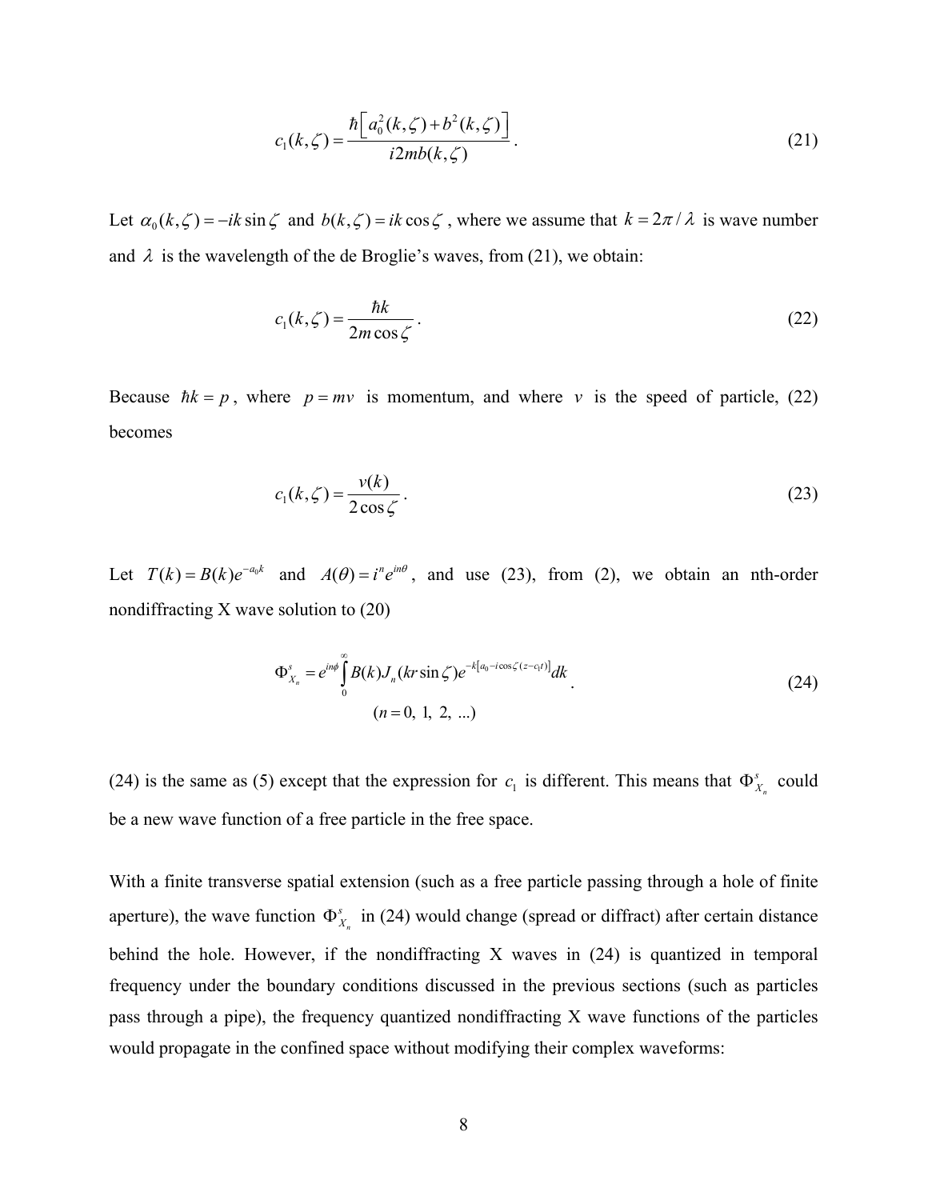$$c_1(k,\zeta) = \frac{\hbar\left[a_0^2(k,\zeta)+b^2(k,\zeta)\right]}{i2mb(k,\zeta)}. \tag{21}$$

Let $\alpha_0(k,\zeta) = -ik\sin\zeta$ and $b(k,\zeta) = ik\cos\zeta$, where we assume that $k = 2\pi/\lambda$ is wave number and $\lambda$ is the wavelength of the de Broglie's waves, from (21), we obtain:

$$c_1(k,\zeta) = \frac{\hbar k}{2m\cos\zeta}. \tag{22}$$

Because $\hbar k = p$, where $p = mv$ is momentum, and where $v$ is the speed of particle, (22) becomes

$$c_1(k,\zeta) = \frac{v(k)}{2\cos\zeta}. \tag{23}$$

Let $T(k) = B(k)e^{-a_0 k}$ and $A(\theta) = i^n e^{in\theta}$, and use (23), from (2), we obtain an nth-order nondiffracting X wave solution to (20)

$$\Phi_{X_n}^{s} = e^{in\phi}\int_0^\infty B(k)J_n(kr\sin\zeta)e^{-k\left[a_0 - i\cos\zeta(z-c_1 t)\right]}dk. \qquad (n = 0,\ 1,\ 2,\ \ldots) \tag{24}$$

(24) is the same as (5) except that the expression for $c_1$ is different. This means that $\Phi_{X_n}^{s}$ could be a new wave function of a free particle in the free space.

With a finite transverse spatial extension (such as a free particle passing through a hole of finite aperture), the wave function $\Phi_{X_n}^{s}$ in (24) would change (spread or diffract) after certain distance behind the hole. However, if the nondiffracting X waves in (24) is quantized in temporal frequency under the boundary conditions discussed in the previous sections (such as particles pass through a pipe), the frequency quantized nondiffracting X wave functions of the particles would propagate in the confined space without modifying their complex waveforms: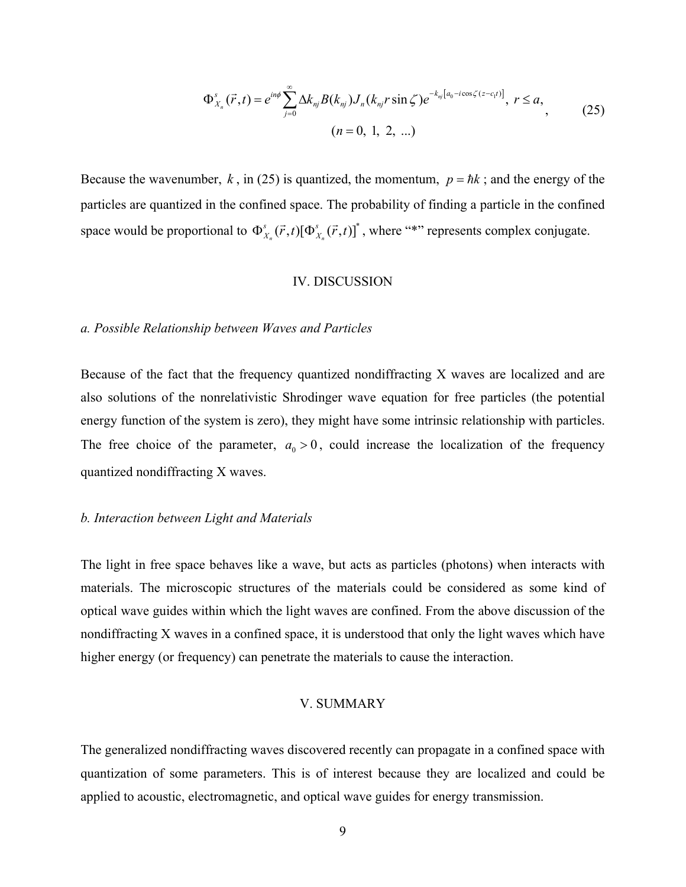$$
\Phi^{s}_{X_n}(\vec{r},t) = e^{in\phi} \sum_{j=0}^{\infty} \Delta k_{nj} B(k_{nj}) J_n(k_{nj} r \sin\zeta) e^{-k_{nj}\left[a_0 - i\cos\zeta (z - c_1 t)\right]}, \; r \le a, \qquad (n = 0,\ 1,\ 2,\ ...) \tag{25}
$$

Because the wavenumber, $k$, in (25) is quantized, the momentum, $p = \hbar k$; and the energy of the particles are quantized in the confined space. The probability of finding a particle in the confined space would be proportional to $\Phi^{s}_{X_n}(\vec{r},t)[\Phi^{s}_{X_n}(\vec{r},t)]^*$, where "*" represents complex conjugate.

## IV. DISCUSSION

### *a. Possible Relationship between Waves and Particles*

Because of the fact that the frequency quantized nondiffracting X waves are localized and are also solutions of the nonrelativistic Shrodinger wave equation for free particles (the potential energy function of the system is zero), they might have some intrinsic relationship with particles. The free choice of the parameter, $a_0 > 0$, could increase the localization of the frequency quantized nondiffracting X waves.

### *b. Interaction between Light and Materials*

The light in free space behaves like a wave, but acts as particles (photons) when interacts with materials. The microscopic structures of the materials could be considered as some kind of optical wave guides within which the light waves are confined. From the above discussion of the nondiffracting X waves in a confined space, it is understood that only the light waves which have higher energy (or frequency) can penetrate the materials to cause the interaction.

## V. SUMMARY

The generalized nondiffracting waves discovered recently can propagate in a confined space with quantization of some parameters. This is of interest because they are localized and could be applied to acoustic, electromagnetic, and optical wave guides for energy transmission.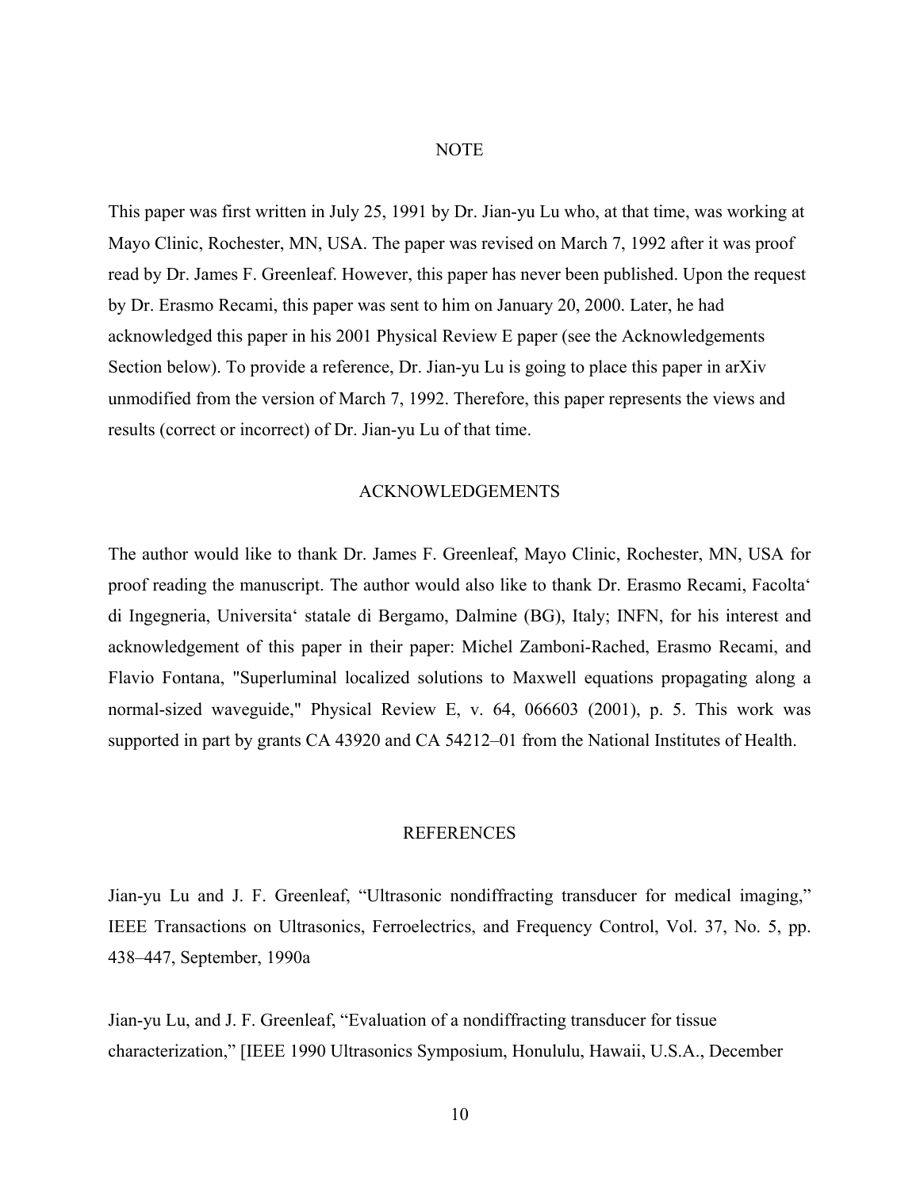## NOTE

This paper was first written in July 25, 1991 by Dr. Jian-yu Lu who, at that time, was working at Mayo Clinic, Rochester, MN, USA. The paper was revised on March 7, 1992 after it was proof read by Dr. James F. Greenleaf. However, this paper has never been published. Upon the request by Dr. Erasmo Recami, this paper was sent to him on January 20, 2000. Later, he had acknowledged this paper in his 2001 Physical Review E paper (see the Acknowledgements Section below). To provide a reference, Dr. Jian-yu Lu is going to place this paper in arXiv unmodified from the version of March 7, 1992. Therefore, this paper represents the views and results (correct or incorrect) of Dr. Jian-yu Lu of that time.

## ACKNOWLEDGEMENTS

The author would like to thank Dr. James F. Greenleaf, Mayo Clinic, Rochester, MN, USA for proof reading the manuscript. The author would also like to thank Dr. Erasmo Recami, Facolta‘ di Ingegneria, Universita‘ statale di Bergamo, Dalmine (BG), Italy; INFN, for his interest and acknowledgement of this paper in their paper: Michel Zamboni-Rached, Erasmo Recami, and Flavio Fontana, "Superluminal localized solutions to Maxwell equations propagating along a normal-sized waveguide," Physical Review E, v. 64, 066603 (2001), p. 5. This work was supported in part by grants CA 43920 and CA 54212–01 from the National Institutes of Health.

## REFERENCES

Jian-yu Lu and J. F. Greenleaf, “Ultrasonic nondiffracting transducer for medical imaging,” IEEE Transactions on Ultrasonics, Ferroelectrics, and Frequency Control, Vol. 37, No. 5, pp. 438–447, September, 1990a

Jian-yu Lu, and J. F. Greenleaf, “Evaluation of a nondiffracting transducer for tissue characterization,” [IEEE 1990 Ultrasonics Symposium, Honululu, Hawaii, U.S.A., December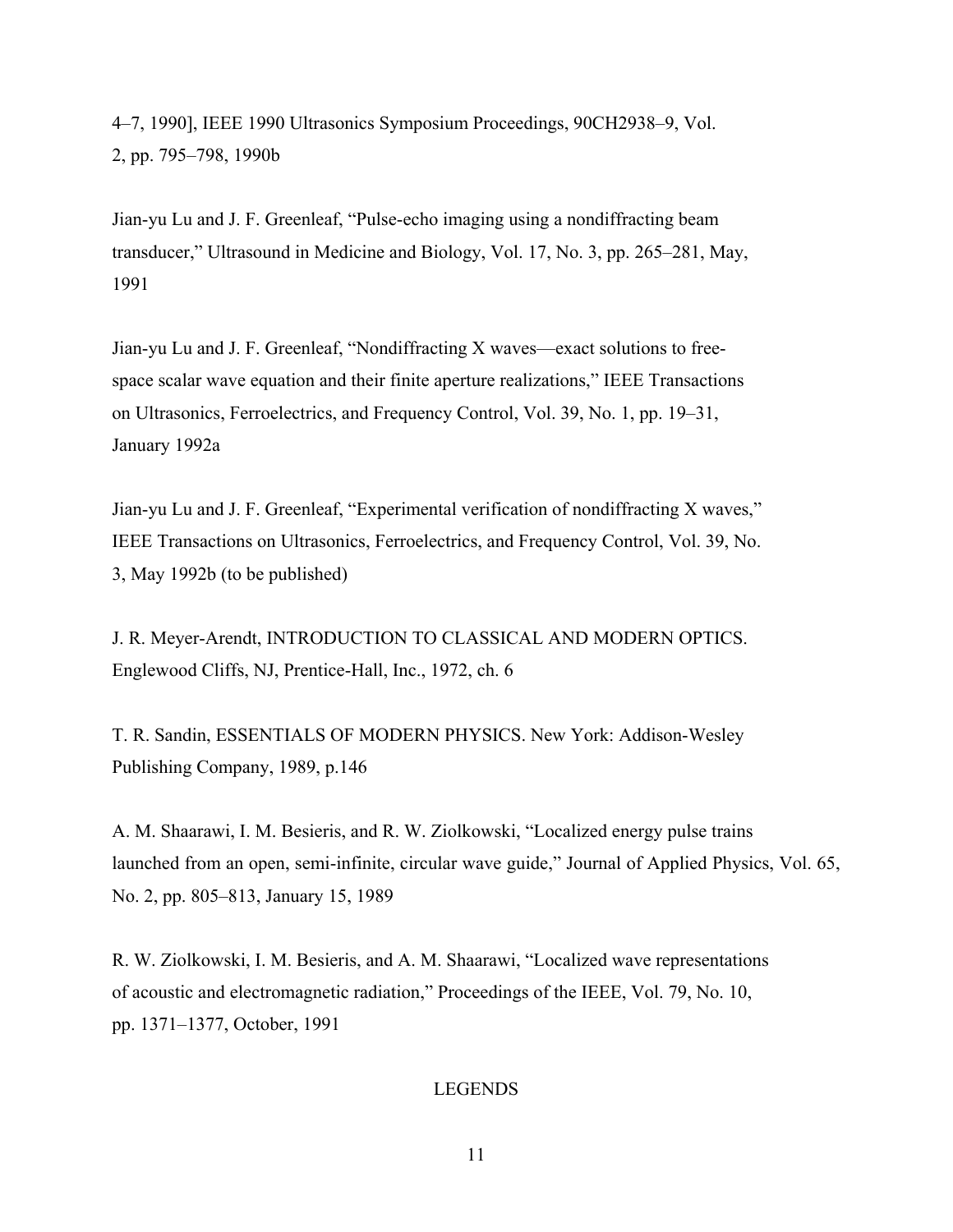4–7, 1990], IEEE 1990 Ultrasonics Symposium Proceedings, 90CH2938–9, Vol. 2, pp. 795–798, 1990b

Jian-yu Lu and J. F. Greenleaf, "Pulse-echo imaging using a nondiffracting beam transducer," Ultrasound in Medicine and Biology, Vol. 17, No. 3, pp. 265–281, May, 1991

Jian-yu Lu and J. F. Greenleaf, "Nondiffracting X waves—exact solutions to free-space scalar wave equation and their finite aperture realizations," IEEE Transactions on Ultrasonics, Ferroelectrics, and Frequency Control, Vol. 39, No. 1, pp. 19–31, January 1992a

Jian-yu Lu and J. F. Greenleaf, "Experimental verification of nondiffracting X waves," IEEE Transactions on Ultrasonics, Ferroelectrics, and Frequency Control, Vol. 39, No. 3, May 1992b (to be published)

J. R. Meyer-Arendt, INTRODUCTION TO CLASSICAL AND MODERN OPTICS. Englewood Cliffs, NJ, Prentice-Hall, Inc., 1972, ch. 6

T. R. Sandin, ESSENTIALS OF MODERN PHYSICS. New York: Addison-Wesley Publishing Company, 1989, p.146

A. M. Shaarawi, I. M. Besieris, and R. W. Ziolkowski, "Localized energy pulse trains launched from an open, semi-infinite, circular wave guide," Journal of Applied Physics, Vol. 65, No. 2, pp. 805–813, January 15, 1989

R. W. Ziolkowski, I. M. Besieris, and A. M. Shaarawi, "Localized wave representations of acoustic and electromagnetic radiation," Proceedings of the IEEE, Vol. 79, No. 10, pp. 1371–1377, October, 1991

## LEGENDS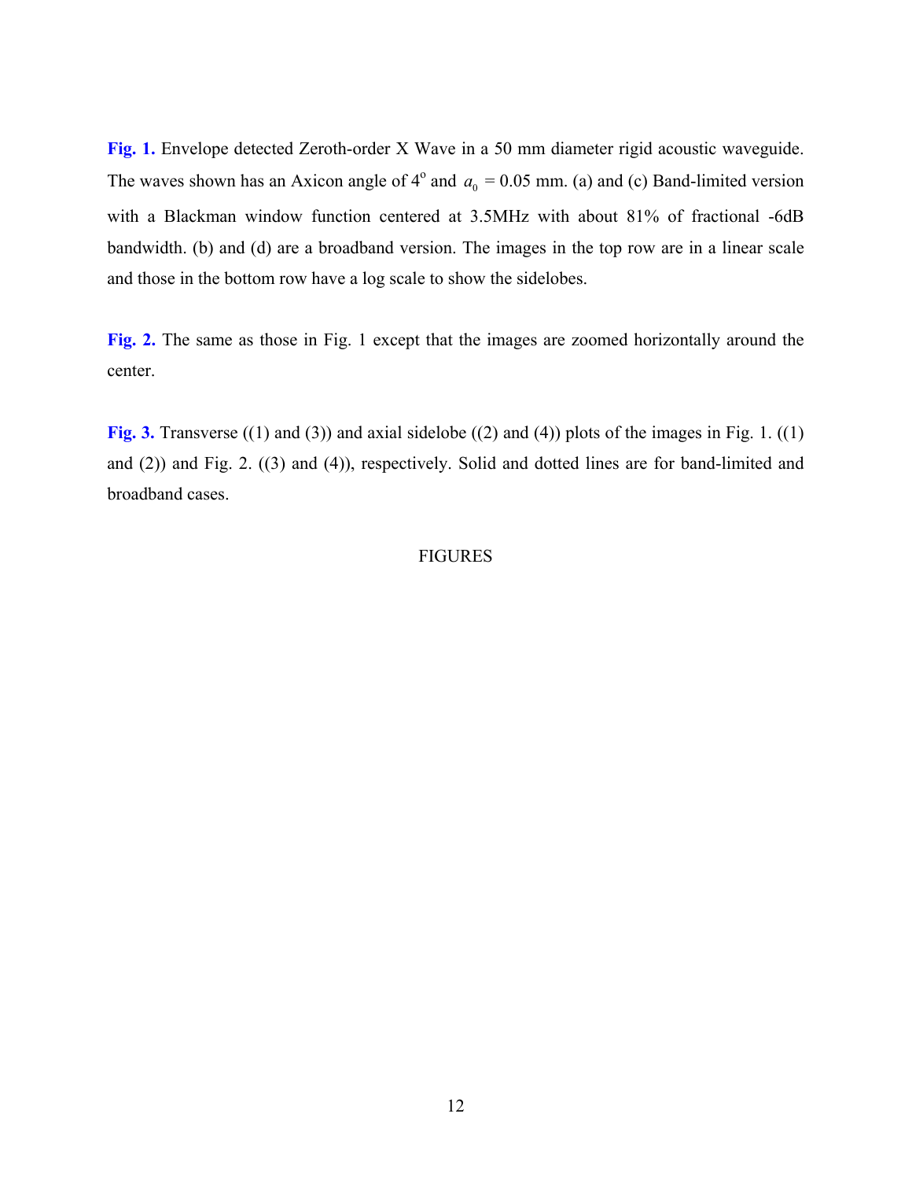**Fig. 1.** Envelope detected Zeroth-order X Wave in a 50 mm diameter rigid acoustic waveguide. The waves shown has an Axicon angle of $4^{o}$ and $a_0$ = 0.05 mm. (a) and (c) Band-limited version with a Blackman window function centered at 3.5MHz with about 81% of fractional -6dB bandwidth. (b) and (d) are a broadband version. The images in the top row are in a linear scale and those in the bottom row have a log scale to show the sidelobes.

**Fig. 2.** The same as those in Fig. 1 except that the images are zoomed horizontally around the center.

**Fig. 3.** Transverse ((1) and (3)) and axial sidelobe ((2) and (4)) plots of the images in Fig. 1. ((1) and (2)) and Fig. 2. ((3) and (4)), respectively. Solid and dotted lines are for band-limited and broadband cases.

FIGURES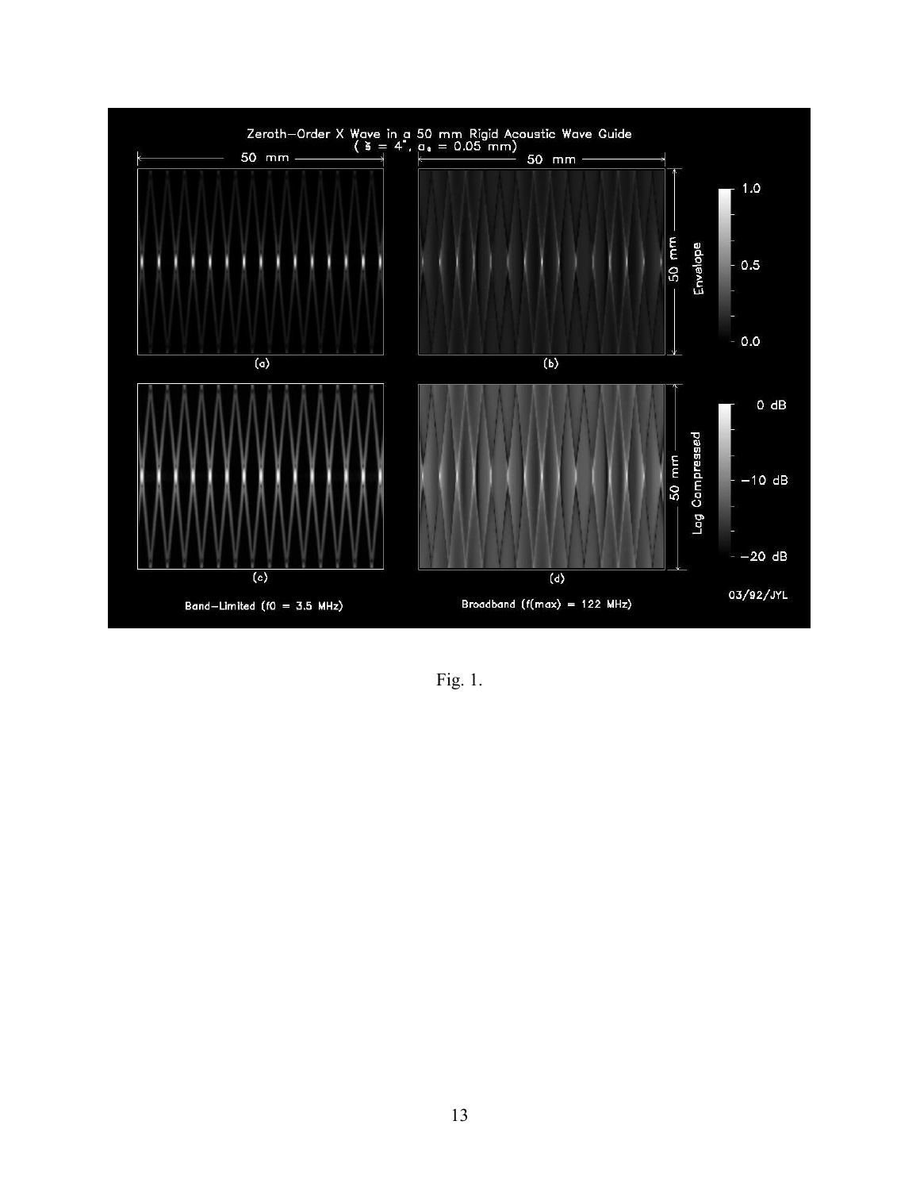Fig. 1.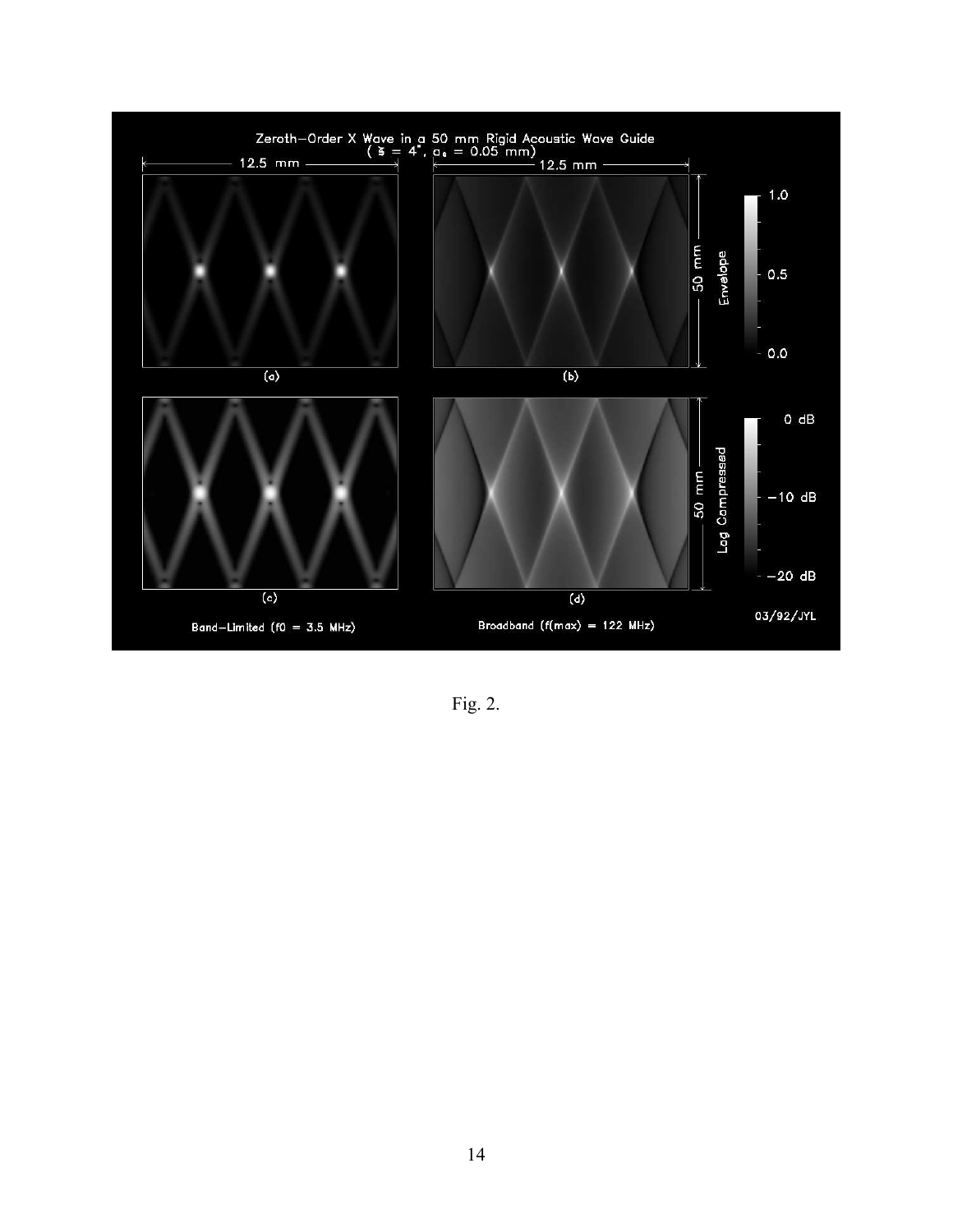Fig. 2.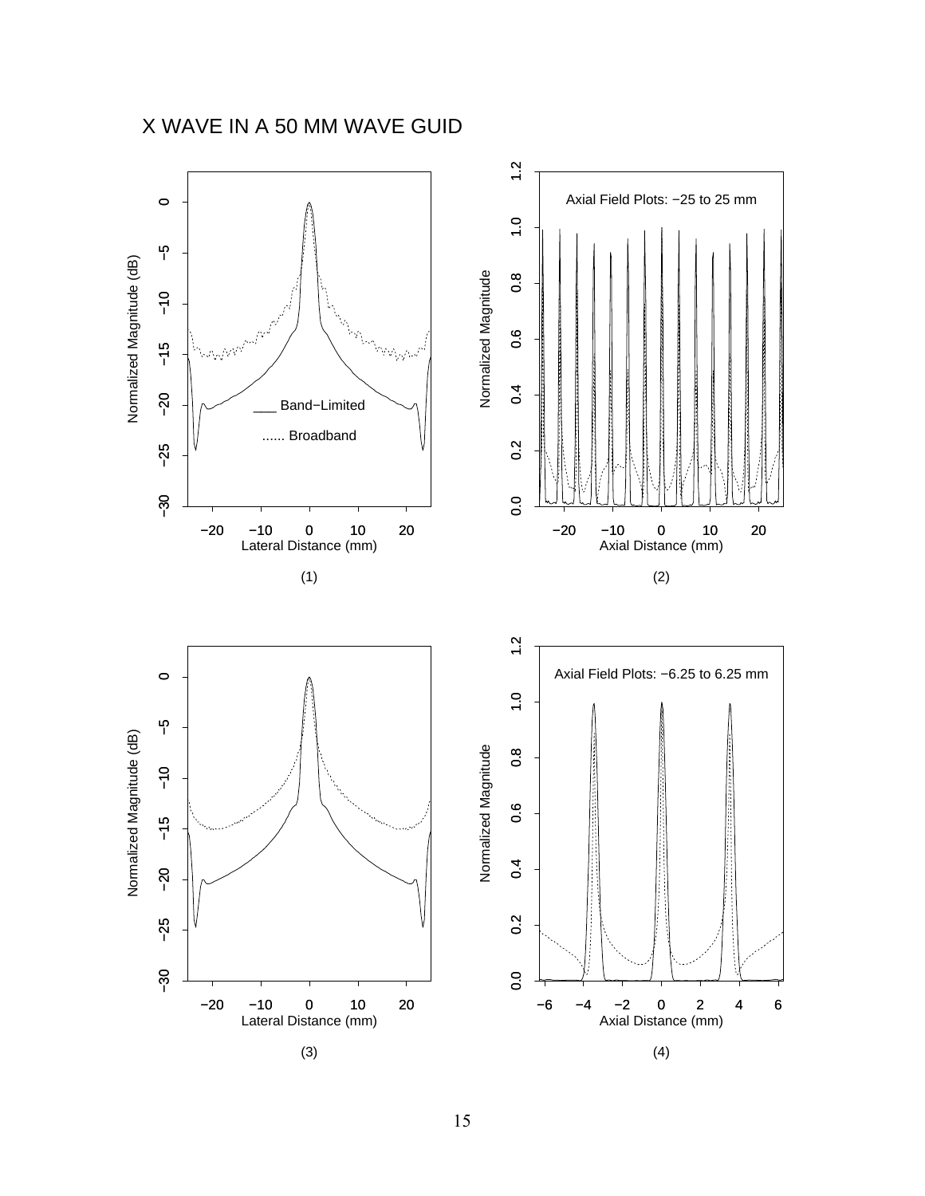X WAVE IN A 50 MM WAVE GUID

(1)

(2)

(3)

(4)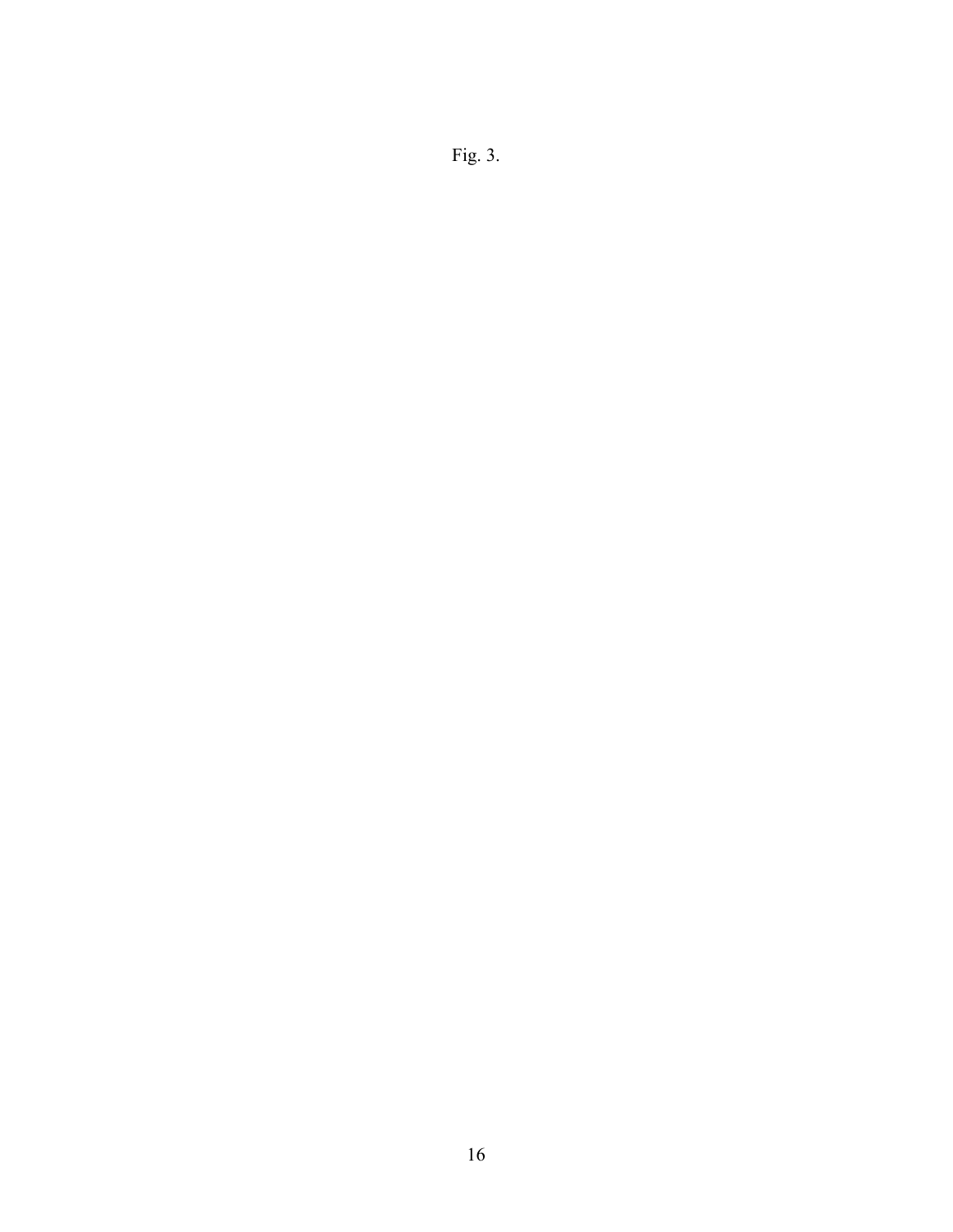Fig. 3.